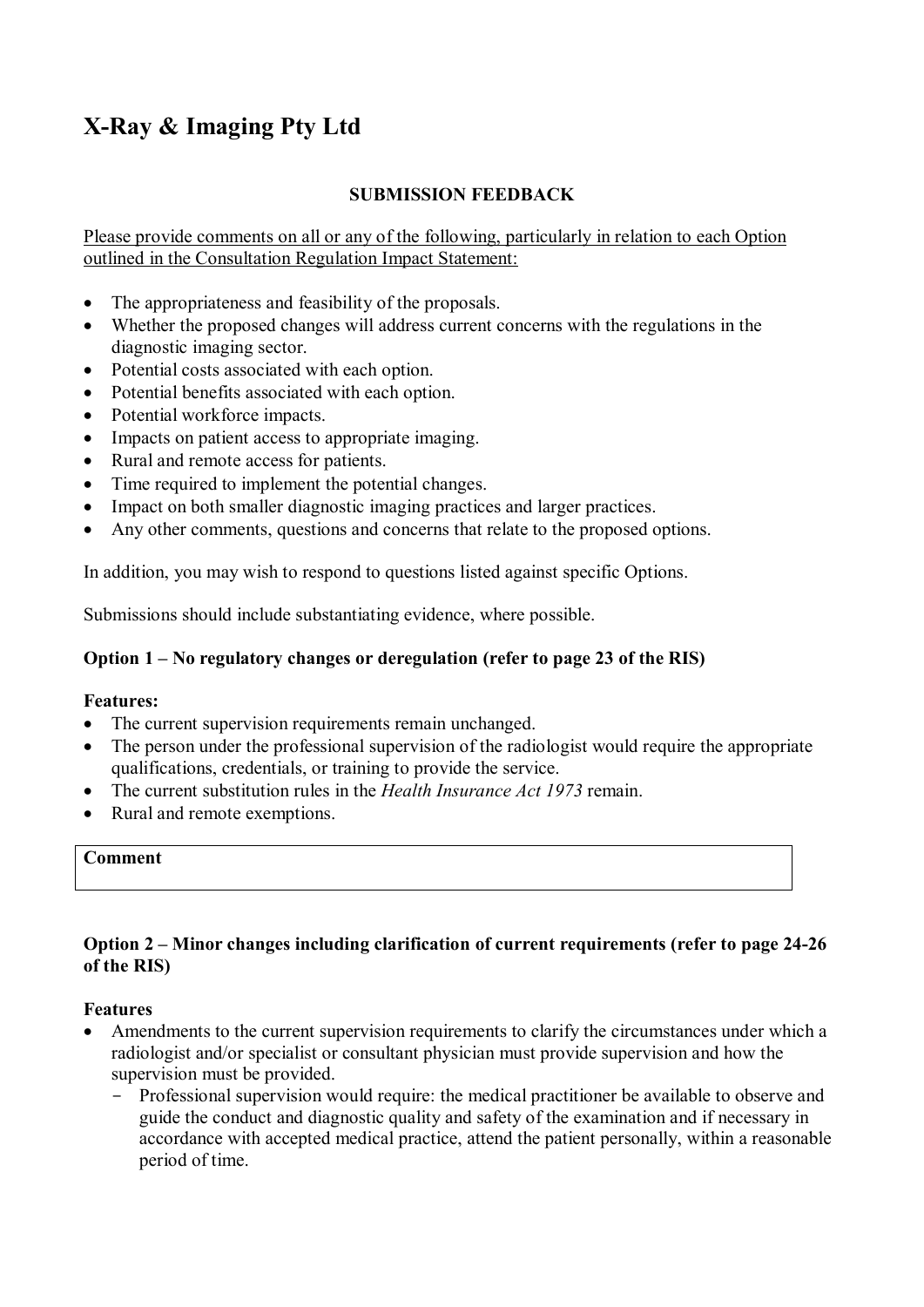# X-Ray & Imaging Pty Ltd

**SUBMISSION FEEDBACK**

Please provide comments on all or any of the following, particularly in relation to each Option outlined in the Consultation Regulation Impact Statement:

- The appropriateness and feasibility of the proposals.
- Whether the proposed changes will address current concerns with the regulations in the diagnostic imaging sector.
- Potential costs associated with each option.
- Potential benefits associated with each option.
- Potential workforce impacts.
- Impacts on patient access to appropriate imaging.
- Rural and remote access for patients.
- Time required to implement the potential changes.
- Impact on both smaller diagnostic imaging practices and larger practices.
- Any other comments, questions and concerns that relate to the proposed options.

In addition, you may wish to respond to questions listed against specific Options.

Submissions should include substantiating evidence, where possible.

**Option 1 – No regulatory changes or deregulation (refer to page 23 of the RIS)**

**Features:**

- The current supervision requirements remain unchanged.
- The person under the professional supervision of the radiologist would require the appropriate qualifications, credentials, or training to provide the service.
- The current substitution rules in the *Health Insurance Act 1973* remain.
- Rural and remote exemptions.

| **Comment** |
|---|
| |

**Option 2 – Minor changes including clarification of current requirements (refer to page 24-26 of the RIS)**

**Features**

- Amendments to the current supervision requirements to clarify the circumstances under which a radiologist and/or specialist or consultant physician must provide supervision and how the supervision must be provided.
  - Professional supervision would require: the medical practitioner be available to observe and guide the conduct and diagnostic quality and safety of the examination and if necessary in accordance with accepted medical practice, attend the patient personally, within a reasonable period of time.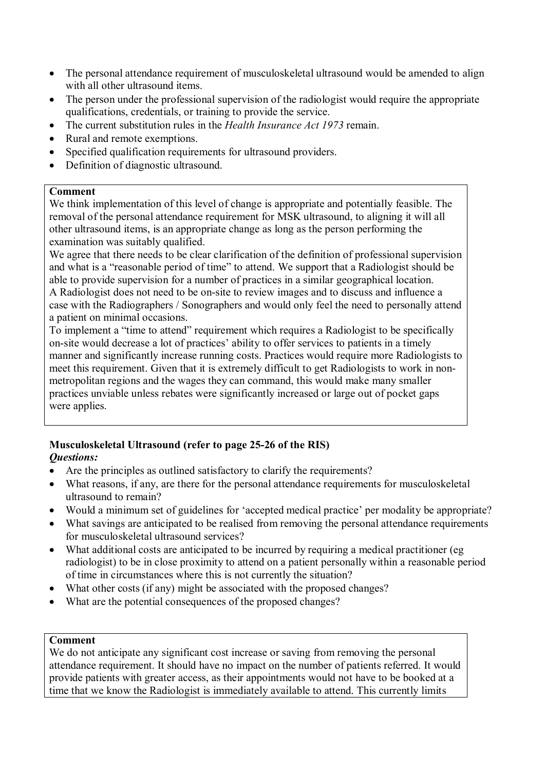- The personal attendance requirement of musculoskeletal ultrasound would be amended to align with all other ultrasound items.
- The person under the professional supervision of the radiologist would require the appropriate qualifications, credentials, or training to provide the service.
- The current substitution rules in the *Health Insurance Act 1973* remain.
- Rural and remote exemptions.
- Specified qualification requirements for ultrasound providers.
- Definition of diagnostic ultrasound.

**Comment**

We think implementation of this level of change is appropriate and potentially feasible. The removal of the personal attendance requirement for MSK ultrasound, to aligning it will all other ultrasound items, is an appropriate change as long as the person performing the examination was suitably qualified.

We agree that there needs to be clear clarification of the definition of professional supervision and what is a "reasonable period of time" to attend. We support that a Radiologist should be able to provide supervision for a number of practices in a similar geographical location.

A Radiologist does not need to be on-site to review images and to discuss and influence a case with the Radiographers / Sonographers and would only feel the need to personally attend a patient on minimal occasions.

To implement a "time to attend" requirement which requires a Radiologist to be specifically on-site would decrease a lot of practices' ability to offer services to patients in a timely manner and significantly increase running costs. Practices would require more Radiologists to meet this requirement. Given that it is extremely difficult to get Radiologists to work in non-metropolitan regions and the wages they can command, this would make many smaller practices unviable unless rebates were significantly increased or large out of pocket gaps were applies.

**Musculoskeletal Ultrasound (refer to page 25-26 of the RIS)**

***Questions:***

- Are the principles as outlined satisfactory to clarify the requirements?
- What reasons, if any, are there for the personal attendance requirements for musculoskeletal ultrasound to remain?
- Would a minimum set of guidelines for 'accepted medical practice' per modality be appropriate?
- What savings are anticipated to be realised from removing the personal attendance requirements for musculoskeletal ultrasound services?
- What additional costs are anticipated to be incurred by requiring a medical practitioner (eg radiologist) to be in close proximity to attend on a patient personally within a reasonable period of time in circumstances where this is not currently the situation?
- What other costs (if any) might be associated with the proposed changes?
- What are the potential consequences of the proposed changes?

**Comment**

We do not anticipate any significant cost increase or saving from removing the personal attendance requirement. It should have no impact on the number of patients referred. It would provide patients with greater access, as their appointments would not have to be booked at a time that we know the Radiologist is immediately available to attend. This currently limits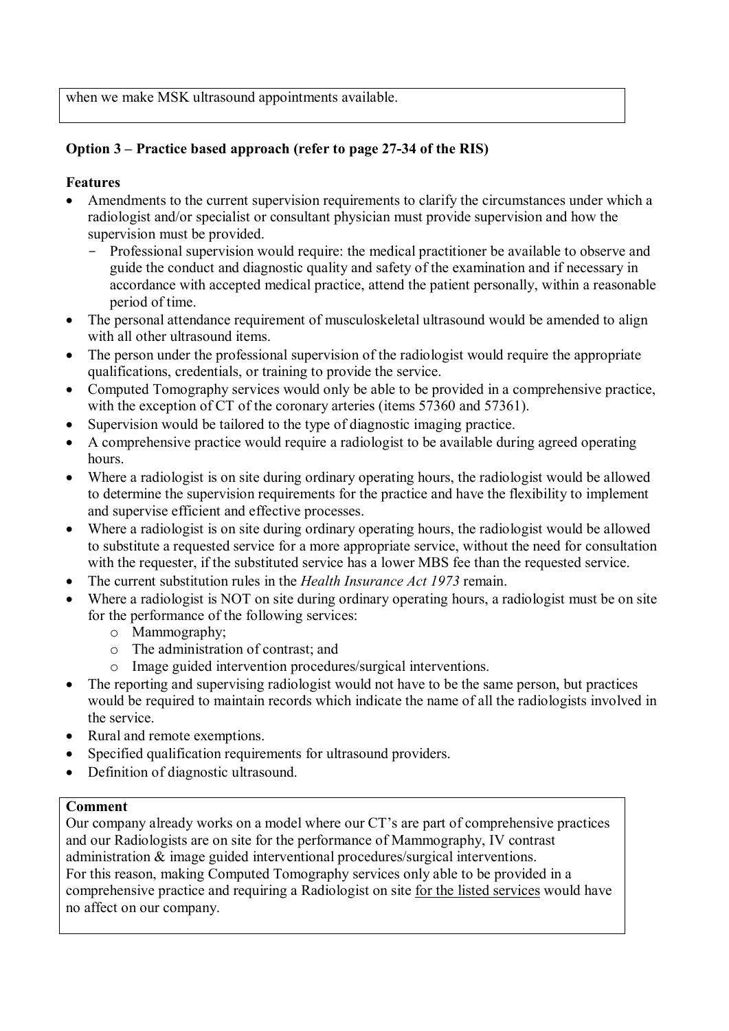when we make MSK ultrasound appointments available.

**Option 3 – Practice based approach (refer to page 27-34 of the RIS)**

**Features**

- Amendments to the current supervision requirements to clarify the circumstances under which a radiologist and/or specialist or consultant physician must provide supervision and how the supervision must be provided.
  - Professional supervision would require: the medical practitioner be available to observe and guide the conduct and diagnostic quality and safety of the examination and if necessary in accordance with accepted medical practice, attend the patient personally, within a reasonable period of time.
- The personal attendance requirement of musculoskeletal ultrasound would be amended to align with all other ultrasound items.
- The person under the professional supervision of the radiologist would require the appropriate qualifications, credentials, or training to provide the service.
- Computed Tomography services would only be able to be provided in a comprehensive practice, with the exception of CT of the coronary arteries (items 57360 and 57361).
- Supervision would be tailored to the type of diagnostic imaging practice.
- A comprehensive practice would require a radiologist to be available during agreed operating hours.
- Where a radiologist is on site during ordinary operating hours, the radiologist would be allowed to determine the supervision requirements for the practice and have the flexibility to implement and supervise efficient and effective processes.
- Where a radiologist is on site during ordinary operating hours, the radiologist would be allowed to substitute a requested service for a more appropriate service, without the need for consultation with the requester, if the substituted service has a lower MBS fee than the requested service.
- The current substitution rules in the *Health Insurance Act 1973* remain.
- Where a radiologist is NOT on site during ordinary operating hours, a radiologist must be on site for the performance of the following services:
  - Mammography;
  - The administration of contrast; and
  - Image guided intervention procedures/surgical interventions.
- The reporting and supervising radiologist would not have to be the same person, but practices would be required to maintain records which indicate the name of all the radiologists involved in the service.
- Rural and remote exemptions.
- Specified qualification requirements for ultrasound providers.
- Definition of diagnostic ultrasound.

**Comment**

Our company already works on a model where our CT's are part of comprehensive practices and our Radiologists are on site for the performance of Mammography, IV contrast administration & image guided interventional procedures/surgical interventions.
For this reason, making Computed Tomography services only able to be provided in a comprehensive practice and requiring a Radiologist on site <u>for the listed services</u> would have no affect on our company.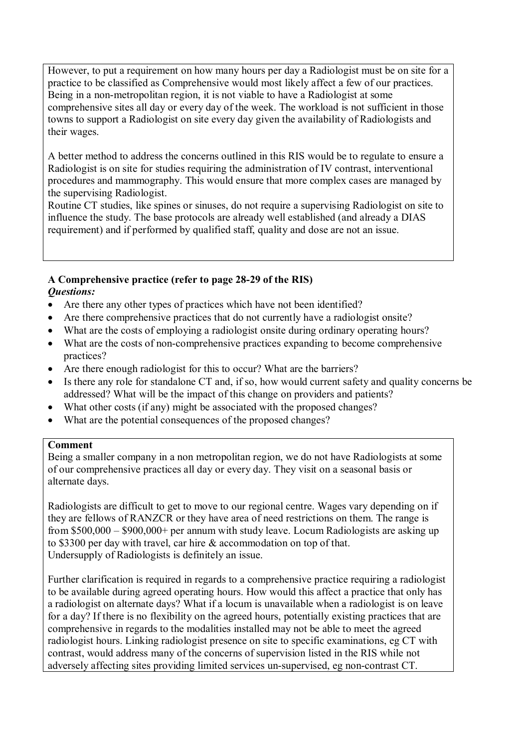However, to put a requirement on how many hours per day a Radiologist must be on site for a practice to be classified as Comprehensive would most likely affect a few of our practices. Being in a non-metropolitan region, it is not viable to have a Radiologist at some comprehensive sites all day or every day of the week. The workload is not sufficient in those towns to support a Radiologist on site every day given the availability of Radiologists and their wages.

A better method to address the concerns outlined in this RIS would be to regulate to ensure a Radiologist is on site for studies requiring the administration of IV contrast, interventional procedures and mammography. This would ensure that more complex cases are managed by the supervising Radiologist.
Routine CT studies, like spines or sinuses, do not require a supervising Radiologist on site to influence the study. The base protocols are already well established (and already a DIAS requirement) and if performed by qualified staff, quality and dose are not an issue.

**A Comprehensive practice (refer to page 28-29 of the RIS)**
***Questions:***

- Are there any other types of practices which have not been identified?
- Are there comprehensive practices that do not currently have a radiologist onsite?
- What are the costs of employing a radiologist onsite during ordinary operating hours?
- What are the costs of non-comprehensive practices expanding to become comprehensive practices?
- Are there enough radiologist for this to occur? What are the barriers?
- Is there any role for standalone CT and, if so, how would current safety and quality concerns be addressed? What will be the impact of this change on providers and patients?
- What other costs (if any) might be associated with the proposed changes?
- What are the potential consequences of the proposed changes?

**Comment**
Being a smaller company in a non metropolitan region, we do not have Radiologists at some of our comprehensive practices all day or every day. They visit on a seasonal basis or alternate days.

Radiologists are difficult to get to move to our regional centre. Wages vary depending on if they are fellows of RANZCR or they have area of need restrictions on them. The range is from $500,000 – $900,000+ per annum with study leave. Locum Radiologists are asking up to $3300 per day with travel, car hire & accommodation on top of that.
Undersupply of Radiologists is definitely an issue.

Further clarification is required in regards to a comprehensive practice requiring a radiologist to be available during agreed operating hours. How would this affect a practice that only has a radiologist on alternate days? What if a locum is unavailable when a radiologist is on leave for a day? If there is no flexibility on the agreed hours, potentially existing practices that are comprehensive in regards to the modalities installed may not be able to meet the agreed radiologist hours. Linking radiologist presence on site to specific examinations, eg CT with contrast, would address many of the concerns of supervision listed in the RIS while not adversely affecting sites providing limited services un-supervised, eg non-contrast CT.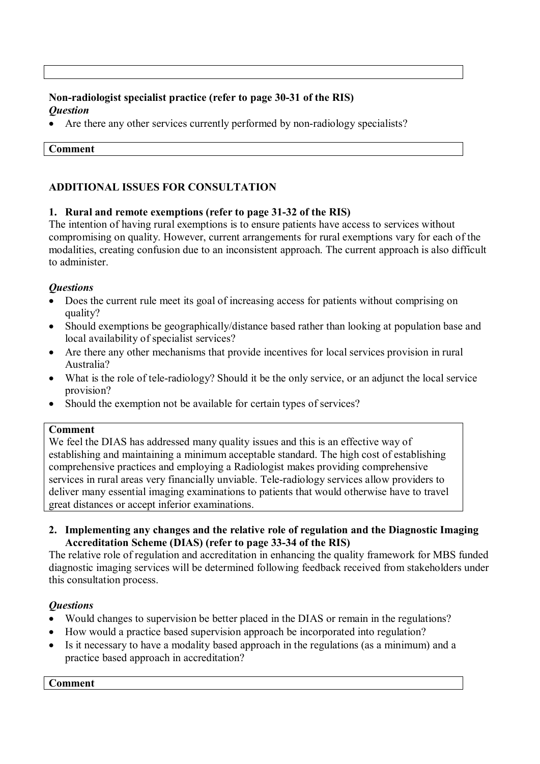**Non-radiologist specialist practice (refer to page 30-31 of the RIS)**

***Question***

- Are there any other services currently performed by non-radiology specialists?

**Comment**

### ADDITIONAL ISSUES FOR CONSULTATION

#### 1. Rural and remote exemptions (refer to page 31-32 of the RIS)

The intention of having rural exemptions is to ensure patients have access to services without compromising on quality. However, current arrangements for rural exemptions vary for each of the modalities, creating confusion due to an inconsistent approach. The current approach is also difficult to administer.

***Questions***

- Does the current rule meet its goal of increasing access for patients without comprising on quality?
- Should exemptions be geographically/distance based rather than looking at population base and local availability of specialist services?
- Are there any other mechanisms that provide incentives for local services provision in rural Australia?
- What is the role of tele-radiology? Should it be the only service, or an adjunct the local service provision?
- Should the exemption not be available for certain types of services?

**Comment**

We feel the DIAS has addressed many quality issues and this is an effective way of establishing and maintaining a minimum acceptable standard. The high cost of establishing comprehensive practices and employing a Radiologist makes providing comprehensive services in rural areas very financially unviable. Tele-radiology services allow providers to deliver many essential imaging examinations to patients that would otherwise have to travel great distances or accept inferior examinations.

#### 2. Implementing any changes and the relative role of regulation and the Diagnostic Imaging Accreditation Scheme (DIAS) (refer to page 33-34 of the RIS)

The relative role of regulation and accreditation in enhancing the quality framework for MBS funded diagnostic imaging services will be determined following feedback received from stakeholders under this consultation process.

***Questions***

- Would changes to supervision be better placed in the DIAS or remain in the regulations?
- How would a practice based supervision approach be incorporated into regulation?
- Is it necessary to have a modality based approach in the regulations (as a minimum) and a practice based approach in accreditation?

**Comment**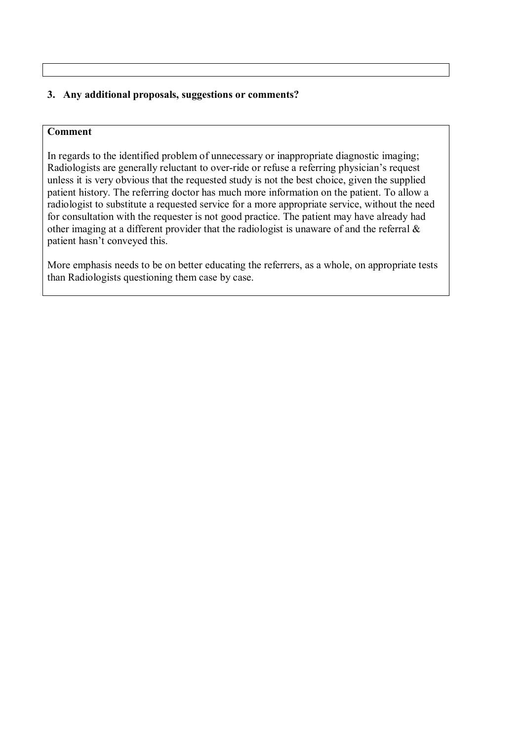**3. Any additional proposals, suggestions or comments?**

**Comment**

In regards to the identified problem of unnecessary or inappropriate diagnostic imaging; Radiologists are generally reluctant to over-ride or refuse a referring physician's request unless it is very obvious that the requested study is not the best choice, given the supplied patient history. The referring doctor has much more information on the patient. To allow a radiologist to substitute a requested service for a more appropriate service, without the need for consultation with the requester is not good practice. The patient may have already had other imaging at a different provider that the radiologist is unaware of and the referral & patient hasn't conveyed this.

More emphasis needs to be on better educating the referrers, as a whole, on appropriate tests than Radiologists questioning them case by case.